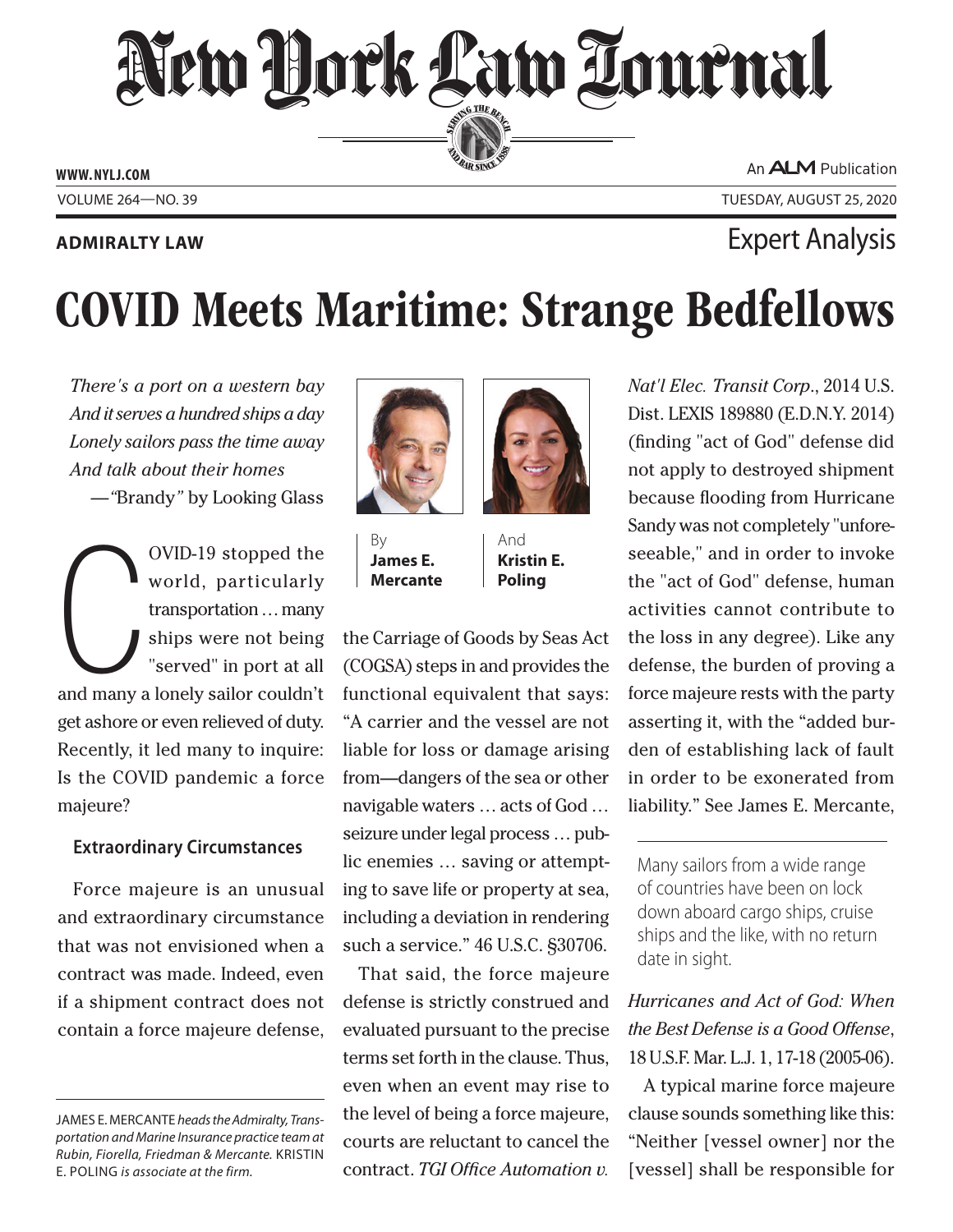# New York Law Journal

**ADMIRALTY LAW**

Expert Analysis

# COVID Meets Maritime: Strange Bedfellows

By **James E. Mercante** And **Kristin E. Poling**

*There's a port on a western bay*
*And it serves a hundred ships a day*
*Lonely sailors pass the time away*
*And talk about their homes*
—"Brandy" by Looking Glass

COVID-19 stopped the world, particularly transportation ... many ships were not being "served" in port at all and many a lonely sailor couldn't get ashore or even relieved of duty. Recently, it led many to inquire: Is the COVID pandemic a force majeure?

### Extraordinary Circumstances

Force majeure is an unusual and extraordinary circumstance that was not envisioned when a contract was made. Indeed, even if a shipment contract does not contain a force majeure defense, the Carriage of Goods by Seas Act (COGSA) steps in and provides the functional equivalent that says: "A carrier and the vessel are not liable for loss or damage arising from—dangers of the sea or other navigable waters ... acts of God ... seizure under legal process ... public enemies ... saving or attempting to save life or property at sea, including a deviation in rendering such a service." 46 U.S.C. §30706.

That said, the force majeure defense is strictly construed and evaluated pursuant to the precise terms set forth in the clause. Thus, even when an event may rise to the level of being a force majeure, courts are reluctant to cancel the contract. *TGI Office Automation v. Nat'l Elec. Transit Corp.*, 2014 U.S. Dist. LEXIS 189880 (E.D.N.Y. 2014) (finding "act of God" defense did not apply to destroyed shipment because flooding from Hurricane Sandy was not completely "unforeseeable," and in order to invoke the "act of God" defense, human activities cannot contribute to the loss in any degree). Like any defense, the burden of proving a force majeure rests with the party asserting it, with the "added burden of establishing lack of fault in order to be exonerated from liability." See James E. Mercante, *Hurricanes and Act of God: When the Best Defense is a Good Offense*, 18 U.S.F. Mar. L.J. 1, 17-18 (2005-06).

> Many sailors from a wide range of countries have been on lock down aboard cargo ships, cruise ships and the like, with no return date in sight.

A typical marine force majeure clause sounds something like this: "Neither [vessel owner] nor the [vessel] shall be responsible for

---

JAMES E. MERCANTE *heads the Admiralty, Transportation and Marine Insurance practice team at Rubin, Fiorella, Friedman & Mercante.* KRISTIN E. POLING *is associate at the firm.*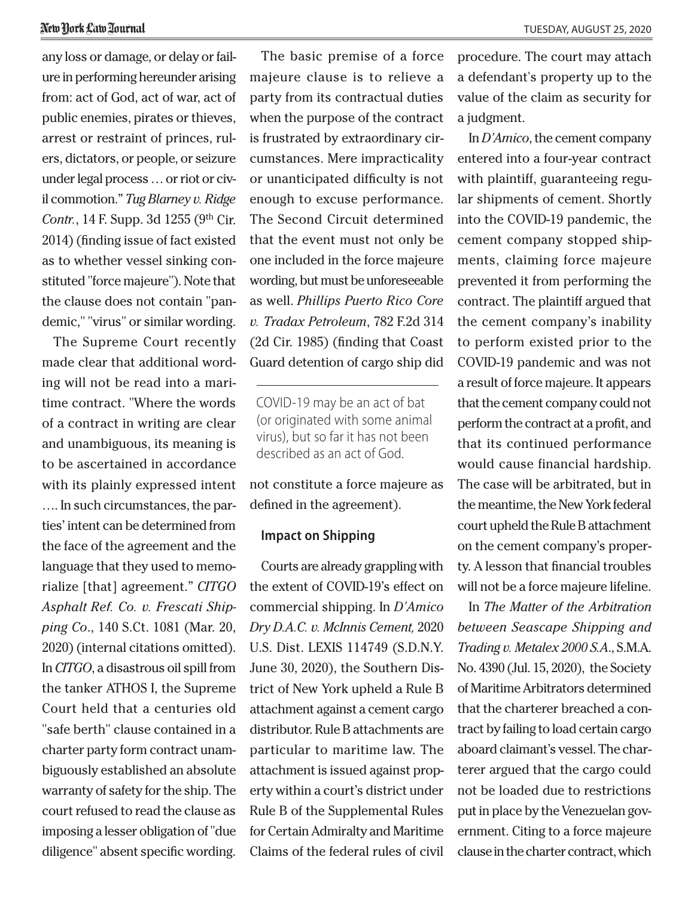any loss or damage, or delay or failure in performing hereunder arising from: act of God, act of war, act of public enemies, pirates or thieves, arrest or restraint of princes, rulers, dictators, or people, or seizure under legal process … or riot or civil commotion." *Tug Blarney v. Ridge Contr.*, 14 F. Supp. 3d 1255 (9th Cir. 2014) (finding issue of fact existed as to whether vessel sinking constituted "force majeure"). Note that the clause does not contain "pandemic," "virus" or similar wording.

The Supreme Court recently made clear that additional wording will not be read into a maritime contract. "Where the words of a contract in writing are clear and unambiguous, its meaning is to be ascertained in accordance with its plainly expressed intent …. In such circumstances, the parties' intent can be determined from the face of the agreement and the language that they used to memorialize [that] agreement." *CITGO Asphalt Ref. Co. v. Frescati Shipping Co*., 140 S.Ct. 1081 (Mar. 20, 2020) (internal citations omitted). In *CITGO*, a disastrous oil spill from the tanker ATHOS I, the Supreme Court held that a centuries old "safe berth" clause contained in a charter party form contract unambiguously established an absolute warranty of safety for the ship. The court refused to read the clause as imposing a lesser obligation of "due diligence" absent specific wording.

The basic premise of a force majeure clause is to relieve a party from its contractual duties when the purpose of the contract is frustrated by extraordinary circumstances. Mere impracticality or unanticipated difficulty is not enough to excuse performance. The Second Circuit determined that the event must not only be one included in the force majeure wording, but must be unforeseeable as well. *Phillips Puerto Rico Core v. Tradax Petroleum*, 782 F.2d 314 (2d Cir. 1985) (finding that Coast Guard detention of cargo ship did not constitute a force majeure as defined in the agreement).

> COVID-19 may be an act of bat (or originated with some animal virus), but so far it has not been described as an act of God.

### Impact on Shipping

Courts are already grappling with the extent of COVID-19's effect on commercial shipping. In *D'Amico Dry D.A.C. v. McInnis Cement,* 2020 U.S. Dist. LEXIS 114749 (S.D.N.Y. June 30, 2020), the Southern District of New York upheld a Rule B attachment against a cement cargo distributor. Rule B attachments are particular to maritime law. The attachment is issued against property within a court's district under Rule B of the Supplemental Rules for Certain Admiralty and Maritime Claims of the federal rules of civil procedure. The court may attach a defendant's property up to the value of the claim as security for a judgment.

In *D'Amico*, the cement company entered into a four-year contract with plaintiff, guaranteeing regular shipments of cement. Shortly into the COVID-19 pandemic, the cement company stopped shipments, claiming force majeure prevented it from performing the contract. The plaintiff argued that the cement company's inability to perform existed prior to the COVID-19 pandemic and was not a result of force majeure. It appears that the cement company could not perform the contract at a profit, and that its continued performance would cause financial hardship. The case will be arbitrated, but in the meantime, the New York federal court upheld the Rule B attachment on the cement company's property. A lesson that financial troubles will not be a force majeure lifeline.

In *The Matter of the Arbitration between Seascape Shipping and Trading v. Metalex 2000 S.A*., S.M.A. No. 4390 (Jul. 15, 2020), the Society of Maritime Arbitrators determined that the charterer breached a contract by failing to load certain cargo aboard claimant's vessel. The charterer argued that the cargo could not be loaded due to restrictions put in place by the Venezuelan government. Citing to a force majeure clause in the charter contract, which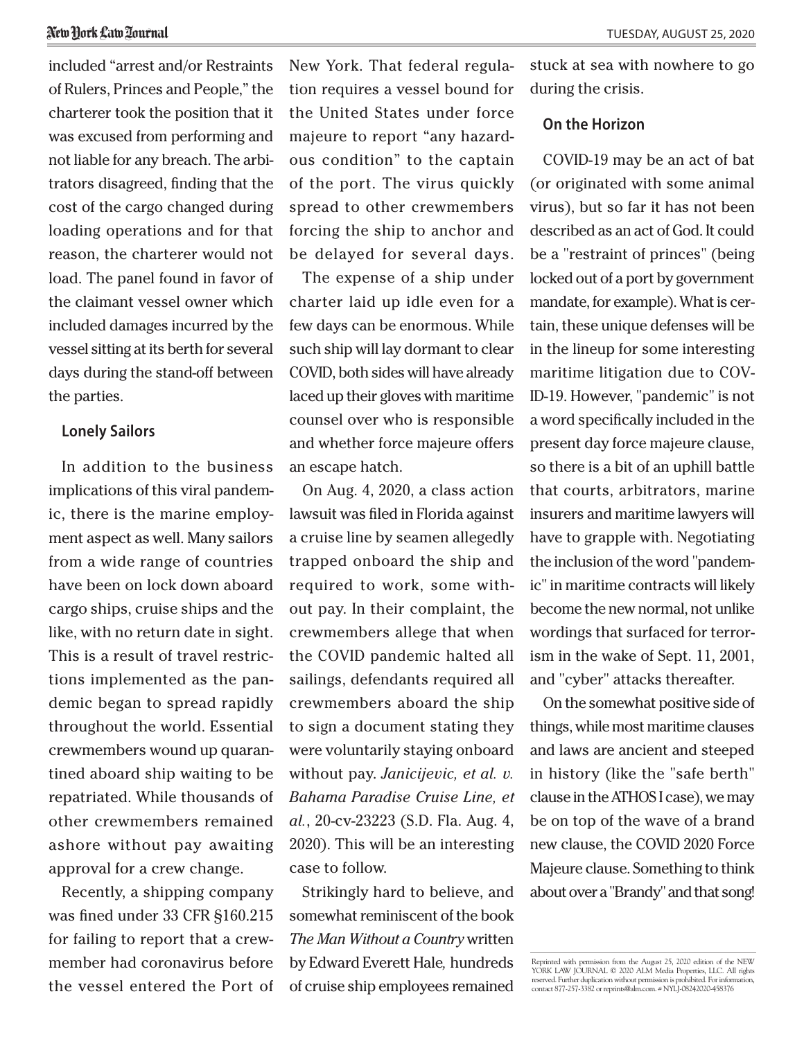included "arrest and/or Restraints of Rulers, Princes and People," the charterer took the position that it was excused from performing and not liable for any breach. The arbitrators disagreed, finding that the cost of the cargo changed during loading operations and for that reason, the charterer would not load. The panel found in favor of the claimant vessel owner which included damages incurred by the vessel sitting at its berth for several days during the stand-off between the parties.

**Lonely Sailors**

In addition to the business implications of this viral pandemic, there is the marine employment aspect as well. Many sailors from a wide range of countries have been on lock down aboard cargo ships, cruise ships and the like, with no return date in sight. This is a result of travel restrictions implemented as the pandemic began to spread rapidly throughout the world. Essential crewmembers wound up quarantined aboard ship waiting to be repatriated. While thousands of other crewmembers remained ashore without pay awaiting approval for a crew change.

Recently, a shipping company was fined under 33 CFR §160.215 for failing to report that a crewmember had coronavirus before the vessel entered the Port of New York. That federal regulation requires a vessel bound for the United States under force majeure to report "any hazardous condition" to the captain of the port. The virus quickly spread to other crewmembers forcing the ship to anchor and be delayed for several days.

The expense of a ship under charter laid up idle even for a few days can be enormous. While such ship will lay dormant to clear COVID, both sides will have already laced up their gloves with maritime counsel over who is responsible and whether force majeure offers an escape hatch.

On Aug. 4, 2020, a class action lawsuit was filed in Florida against a cruise line by seamen allegedly trapped onboard the ship and required to work, some without pay. In their complaint, the crewmembers allege that when the COVID pandemic halted all sailings, defendants required all crewmembers aboard the ship to sign a document stating they were voluntarily staying onboard without pay. *Janicijevic, et al. v. Bahama Paradise Cruise Line, et al.*, 20-cv-23223 (S.D. Fla. Aug. 4, 2020). This will be an interesting case to follow.

Strikingly hard to believe, and somewhat reminiscent of the book *The Man Without a Country* written by Edward Everett Hale, hundreds of cruise ship employees remained stuck at sea with nowhere to go during the crisis.

**On the Horizon**

COVID-19 may be an act of bat (or originated with some animal virus), but so far it has not been described as an act of God. It could be a "restraint of princes" (being locked out of a port by government mandate, for example). What is certain, these unique defenses will be in the lineup for some interesting maritime litigation due to COVID-19. However, "pandemic" is not a word specifically included in the present day force majeure clause, so there is a bit of an uphill battle that courts, arbitrators, marine insurers and maritime lawyers will have to grapple with. Negotiating the inclusion of the word "pandemic" in maritime contracts will likely become the new normal, not unlike wordings that surfaced for terrorism in the wake of Sept. 11, 2001, and "cyber" attacks thereafter.

On the somewhat positive side of things, while most maritime clauses and laws are ancient and steeped in history (like the "safe berth" clause in the ATHOS I case), we may be on top of the wave of a brand new clause, the COVID 2020 Force Majeure clause. Something to think about over a "Brandy" and that song!

Reprinted with permission from the August 25, 2020 edition of the NEW YORK LAW JOURNAL © 2020 ALM Media Properties, LLC. All rights reserved. Further duplication without permission is prohibited. For information, contact 877-257-3382 or reprints@alm.com. # NYLJ-08242020-458376